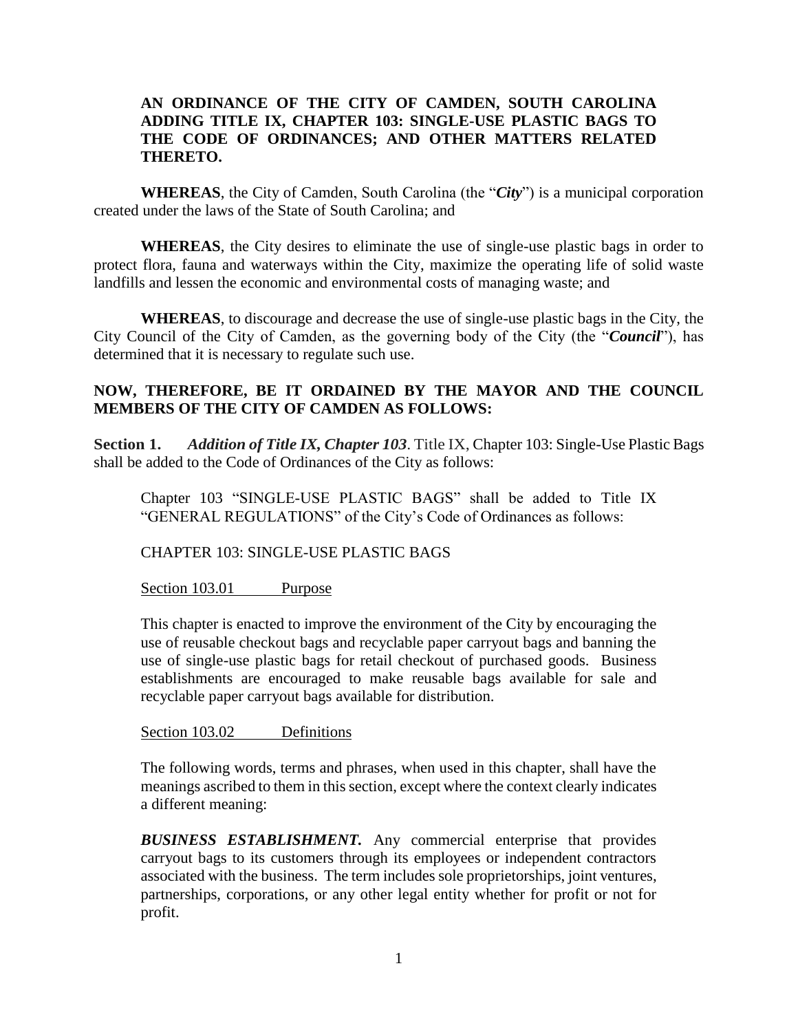**AN ORDINANCE OF THE CITY OF CAMDEN, SOUTH CAROLINA ADDING TITLE IX, CHAPTER 103: SINGLE-USE PLASTIC BAGS TO THE CODE OF ORDINANCES; AND OTHER MATTERS RELATED THERETO.**

**WHEREAS**, the City of Camden, South Carolina (the "***City***") is a municipal corporation created under the laws of the State of South Carolina; and

**WHEREAS**, the City desires to eliminate the use of single-use plastic bags in order to protect flora, fauna and waterways within the City, maximize the operating life of solid waste landfills and lessen the economic and environmental costs of managing waste; and

**WHEREAS**, to discourage and decrease the use of single-use plastic bags in the City, the City Council of the City of Camden, as the governing body of the City (the "***Council***"), has determined that it is necessary to regulate such use.

**NOW, THEREFORE, BE IT ORDAINED BY THE MAYOR AND THE COUNCIL MEMBERS OF THE CITY OF CAMDEN AS FOLLOWS:**

**Section 1.** ***Addition of Title IX, Chapter 103***. Title IX, Chapter 103: Single-Use Plastic Bags shall be added to the Code of Ordinances of the City as follows:

Chapter 103 "SINGLE-USE PLASTIC BAGS" shall be added to Title IX "GENERAL REGULATIONS" of the City's Code of Ordinances as follows:

CHAPTER 103: SINGLE-USE PLASTIC BAGS

Section 103.01 Purpose

This chapter is enacted to improve the environment of the City by encouraging the use of reusable checkout bags and recyclable paper carryout bags and banning the use of single-use plastic bags for retail checkout of purchased goods. Business establishments are encouraged to make reusable bags available for sale and recyclable paper carryout bags available for distribution.

Section 103.02 Definitions

The following words, terms and phrases, when used in this chapter, shall have the meanings ascribed to them in this section, except where the context clearly indicates a different meaning:

***BUSINESS ESTABLISHMENT.*** Any commercial enterprise that provides carryout bags to its customers through its employees or independent contractors associated with the business. The term includes sole proprietorships, joint ventures, partnerships, corporations, or any other legal entity whether for profit or not for profit.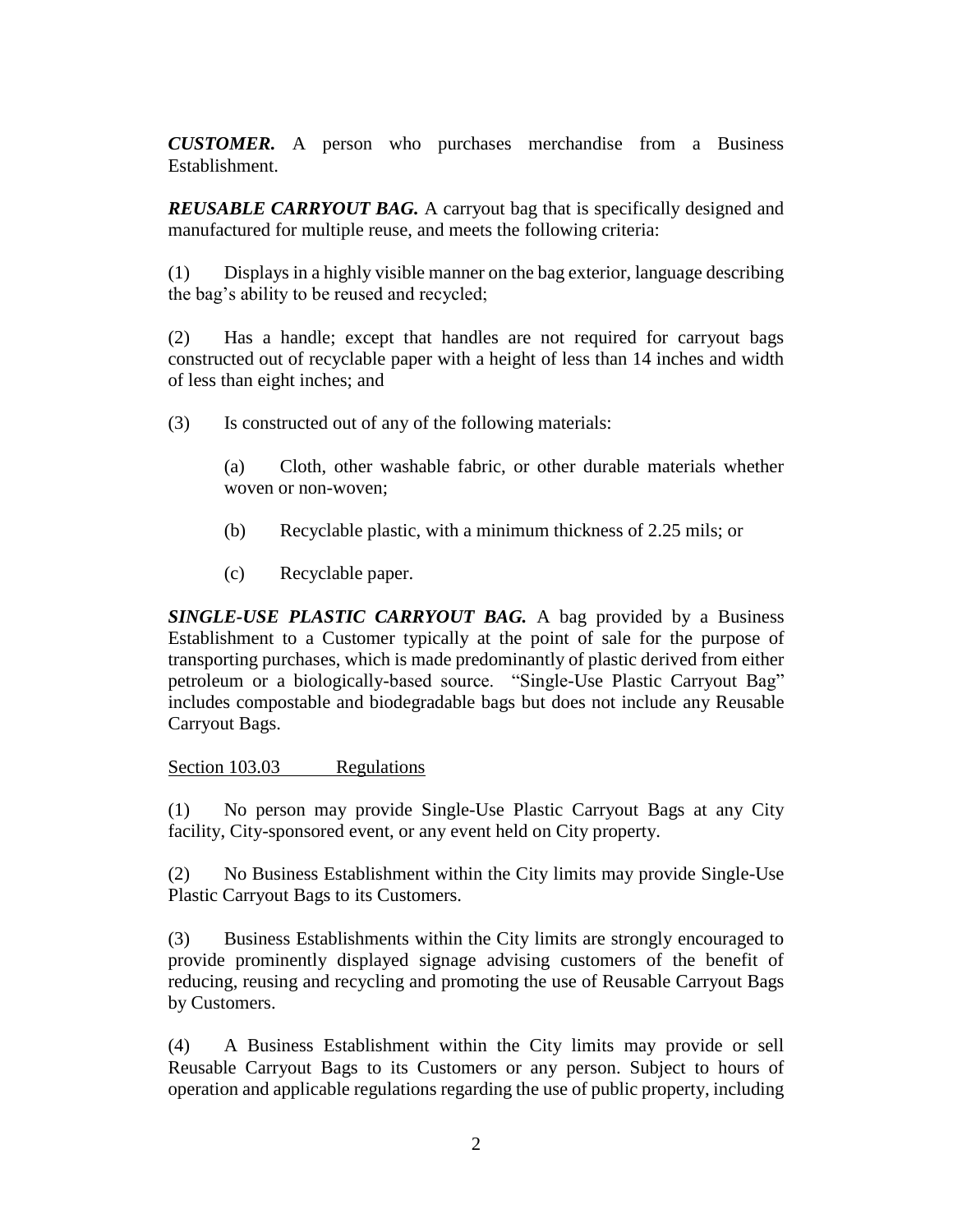***CUSTOMER.*** A person who purchases merchandise from a Business Establishment.

***REUSABLE CARRYOUT BAG.*** A carryout bag that is specifically designed and manufactured for multiple reuse, and meets the following criteria:

(1) Displays in a highly visible manner on the bag exterior, language describing the bag's ability to be reused and recycled;

(2) Has a handle; except that handles are not required for carryout bags constructed out of recyclable paper with a height of less than 14 inches and width of less than eight inches; and

(3) Is constructed out of any of the following materials:

> (a) Cloth, other washable fabric, or other durable materials whether woven or non-woven;
>
> (b) Recyclable plastic, with a minimum thickness of 2.25 mils; or
>
> (c) Recyclable paper.

***SINGLE-USE PLASTIC CARRYOUT BAG.*** A bag provided by a Business Establishment to a Customer typically at the point of sale for the purpose of transporting purchases, which is made predominantly of plastic derived from either petroleum or a biologically-based source. "Single-Use Plastic Carryout Bag" includes compostable and biodegradable bags but does not include any Reusable Carryout Bags.

<u>Section 103.03 Regulations</u>

(1) No person may provide Single-Use Plastic Carryout Bags at any City facility, City-sponsored event, or any event held on City property.

(2) No Business Establishment within the City limits may provide Single-Use Plastic Carryout Bags to its Customers.

(3) Business Establishments within the City limits are strongly encouraged to provide prominently displayed signage advising customers of the benefit of reducing, reusing and recycling and promoting the use of Reusable Carryout Bags by Customers.

(4) A Business Establishment within the City limits may provide or sell Reusable Carryout Bags to its Customers or any person. Subject to hours of operation and applicable regulations regarding the use of public property, including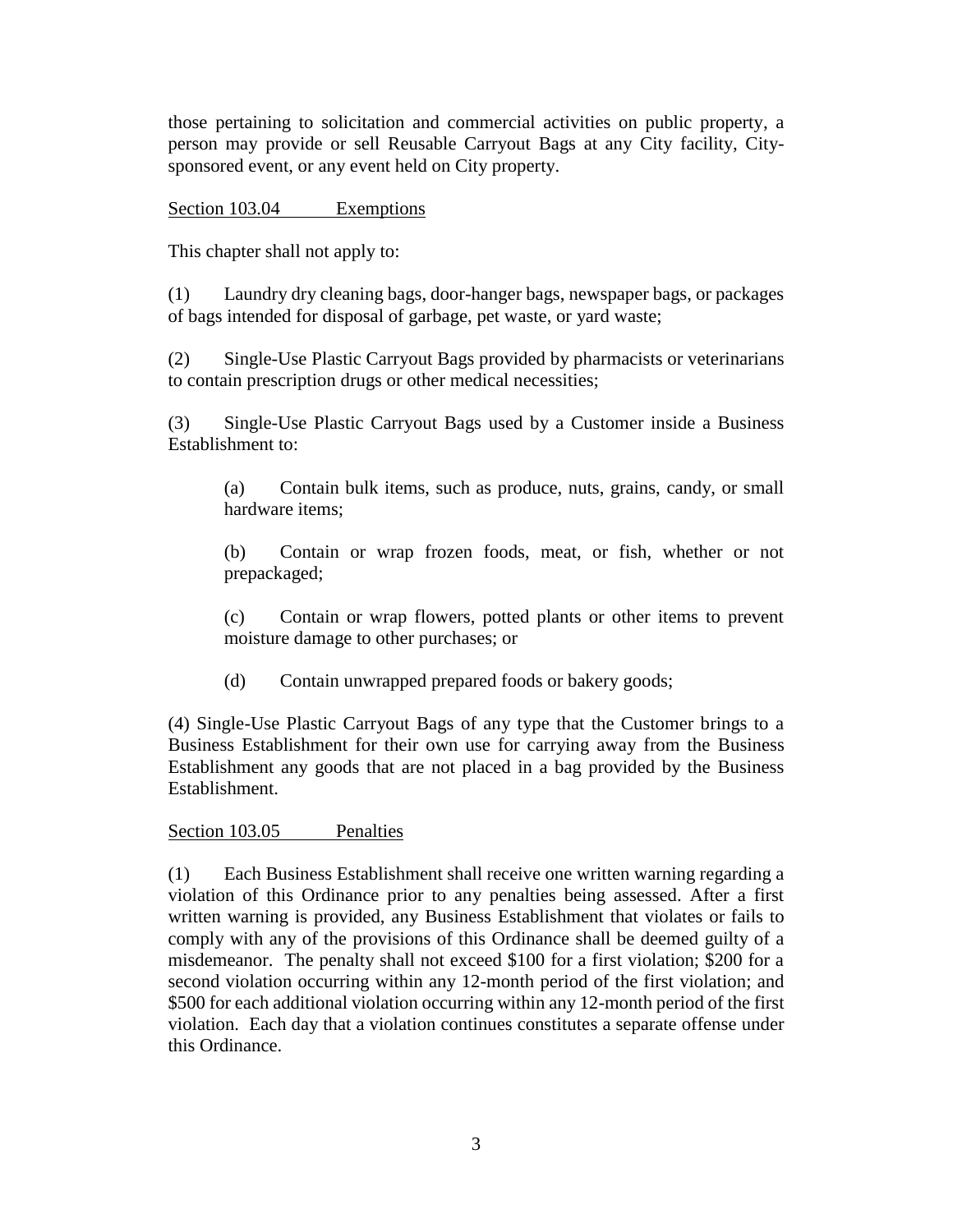those pertaining to solicitation and commercial activities on public property, a person may provide or sell Reusable Carryout Bags at any City facility, City-sponsored event, or any event held on City property.

Section 103.04 Exemptions

This chapter shall not apply to:

(1) Laundry dry cleaning bags, door-hanger bags, newspaper bags, or packages of bags intended for disposal of garbage, pet waste, or yard waste;

(2) Single-Use Plastic Carryout Bags provided by pharmacists or veterinarians to contain prescription drugs or other medical necessities;

(3) Single-Use Plastic Carryout Bags used by a Customer inside a Business Establishment to:

> (a) Contain bulk items, such as produce, nuts, grains, candy, or small hardware items;
>
> (b) Contain or wrap frozen foods, meat, or fish, whether or not prepackaged;
>
> (c) Contain or wrap flowers, potted plants or other items to prevent moisture damage to other purchases; or
>
> (d) Contain unwrapped prepared foods or bakery goods;

(4) Single-Use Plastic Carryout Bags of any type that the Customer brings to a Business Establishment for their own use for carrying away from the Business Establishment any goods that are not placed in a bag provided by the Business Establishment.

Section 103.05 Penalties

(1) Each Business Establishment shall receive one written warning regarding a violation of this Ordinance prior to any penalties being assessed. After a first written warning is provided, any Business Establishment that violates or fails to comply with any of the provisions of this Ordinance shall be deemed guilty of a misdemeanor. The penalty shall not exceed $100 for a first violation; $200 for a second violation occurring within any 12-month period of the first violation; and $500 for each additional violation occurring within any 12-month period of the first violation. Each day that a violation continues constitutes a separate offense under this Ordinance.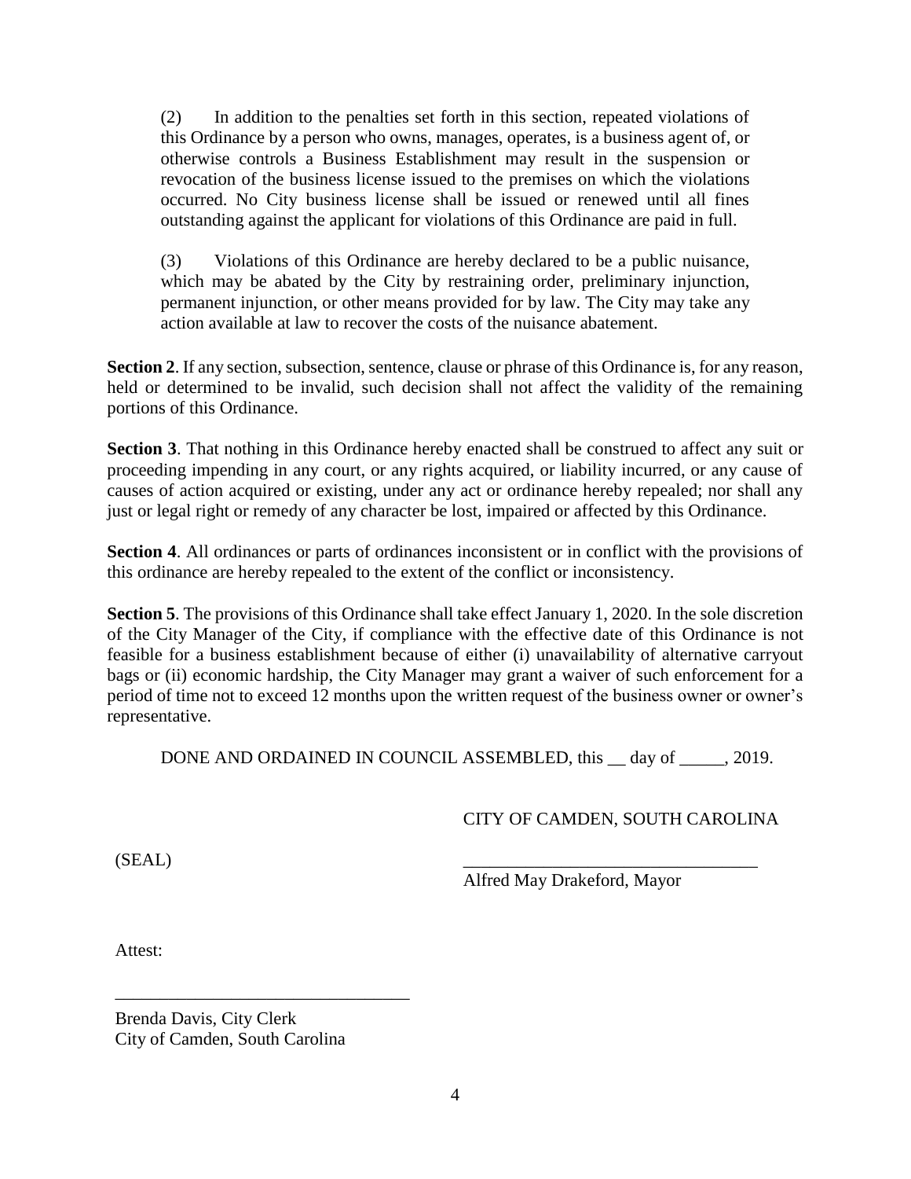(2) In addition to the penalties set forth in this section, repeated violations of this Ordinance by a person who owns, manages, operates, is a business agent of, or otherwise controls a Business Establishment may result in the suspension or revocation of the business license issued to the premises on which the violations occurred. No City business license shall be issued or renewed until all fines outstanding against the applicant for violations of this Ordinance are paid in full.

(3) Violations of this Ordinance are hereby declared to be a public nuisance, which may be abated by the City by restraining order, preliminary injunction, permanent injunction, or other means provided for by law. The City may take any action available at law to recover the costs of the nuisance abatement.

**Section 2**. If any section, subsection, sentence, clause or phrase of this Ordinance is, for any reason, held or determined to be invalid, such decision shall not affect the validity of the remaining portions of this Ordinance.

**Section 3**. That nothing in this Ordinance hereby enacted shall be construed to affect any suit or proceeding impending in any court, or any rights acquired, or liability incurred, or any cause of causes of action acquired or existing, under any act or ordinance hereby repealed; nor shall any just or legal right or remedy of any character be lost, impaired or affected by this Ordinance.

**Section 4**. All ordinances or parts of ordinances inconsistent or in conflict with the provisions of this ordinance are hereby repealed to the extent of the conflict or inconsistency.

**Section 5**. The provisions of this Ordinance shall take effect January 1, 2020. In the sole discretion of the City Manager of the City, if compliance with the effective date of this Ordinance is not feasible for a business establishment because of either (i) unavailability of alternative carryout bags or (ii) economic hardship, the City Manager may grant a waiver of such enforcement for a period of time not to exceed 12 months upon the written request of the business owner or owner's representative.

DONE AND ORDAINED IN COUNCIL ASSEMBLED, this __ day of _____, 2019.

CITY OF CAMDEN, SOUTH CAROLINA

(SEAL)

_________________________________
Alfred May Drakeford, Mayor

Attest:

_________________________________
Brenda Davis, City Clerk
City of Camden, South Carolina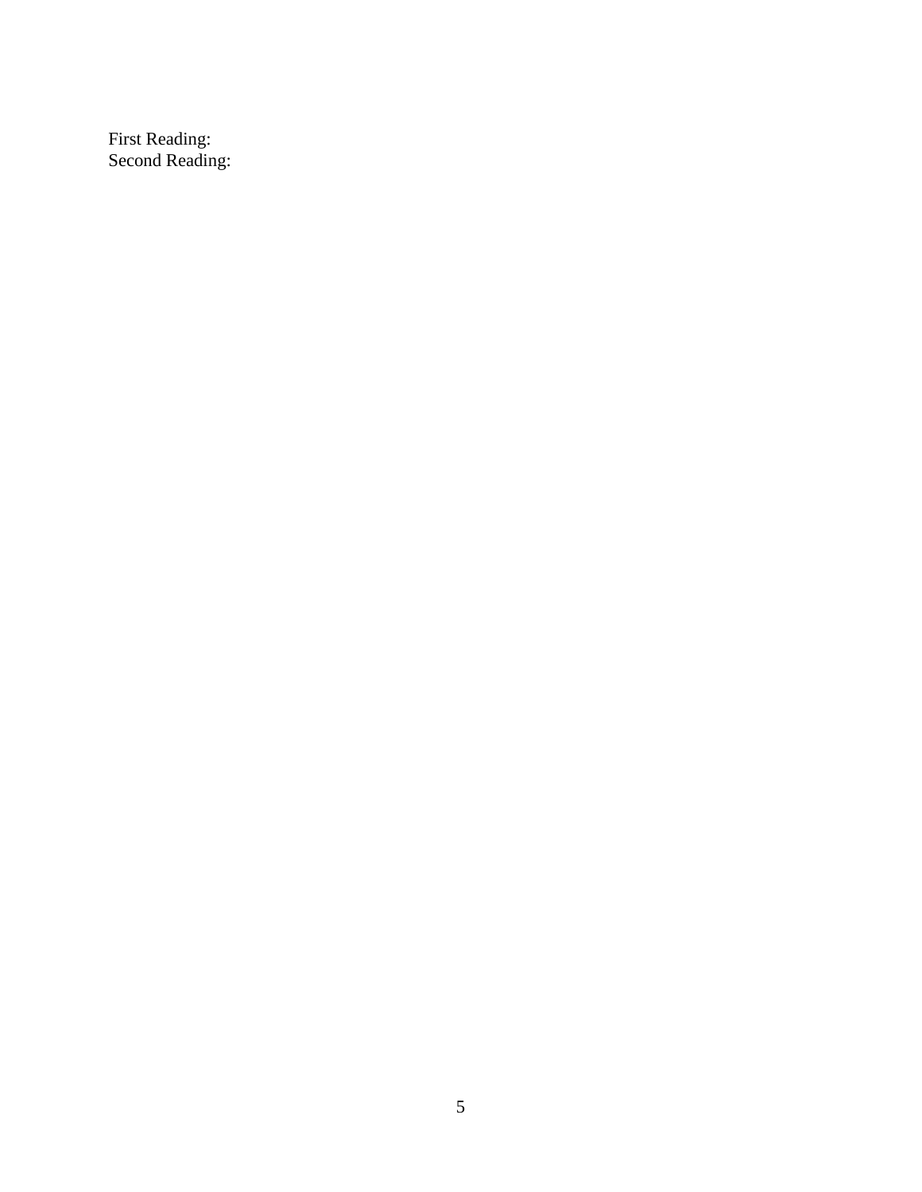First Reading:
Second Reading: